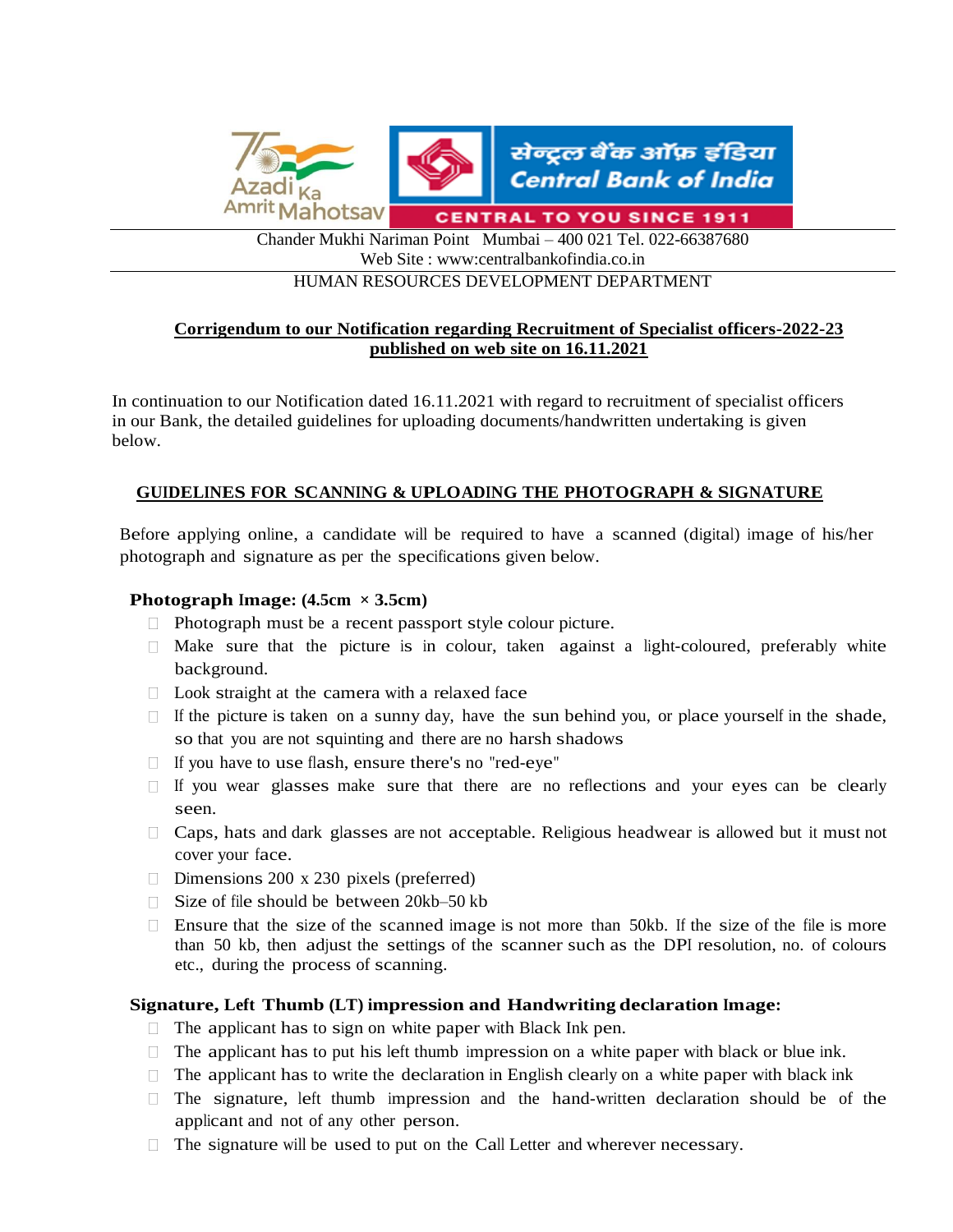सेन्ट्रल बैंक ऑफ़ इंडिया
Central Bank of India
CENTRAL TO YOU SINCE 1911

Chander Mukhi Nariman Point Mumbai – 400 021 Tel. 022-66387680
Web Site : www:centralbankofindia.co.in

HUMAN RESOURCES DEVELOPMENT DEPARTMENT

**Corrigendum to our Notification regarding Recruitment of Specialist officers-2022-23 published on web site on 16.11.2021**

In continuation to our Notification dated 16.11.2021 with regard to recruitment of specialist officers in our Bank, the detailed guidelines for uploading documents/handwritten undertaking is given below.

## GUIDELINES FOR SCANNING & UPLOADING THE PHOTOGRAPH & SIGNATURE

Before applying online, a candidate will be required to have a scanned (digital) image of his/her photograph and signature as per the specifications given below.

### Photograph Image: (4.5cm × 3.5cm)

- Photograph must be a recent passport style colour picture.
- Make sure that the picture is in colour, taken against a light-coloured, preferably white background.
- Look straight at the camera with a relaxed face
- If the picture is taken on a sunny day, have the sun behind you, or place yourself in the shade, so that you are not squinting and there are no harsh shadows
- If you have to use flash, ensure there's no "red-eye"
- If you wear glasses make sure that there are no reflections and your eyes can be clearly seen.
- Caps, hats and dark glasses are not acceptable. Religious headwear is allowed but it must not cover your face.
- Dimensions 200 x 230 pixels (preferred)
- Size of file should be between 20kb–50 kb
- Ensure that the size of the scanned image is not more than 50kb. If the size of the file is more than 50 kb, then adjust the settings of the scanner such as the DPI resolution, no. of colours etc., during the process of scanning.

### Signature, Left Thumb (LT) impression and Handwriting declaration Image:

- The applicant has to sign on white paper with Black Ink pen.
- The applicant has to put his left thumb impression on a white paper with black or blue ink.
- The applicant has to write the declaration in English clearly on a white paper with black ink
- The signature, left thumb impression and the hand-written declaration should be of the applicant and not of any other person.
- The signature will be used to put on the Call Letter and wherever necessary.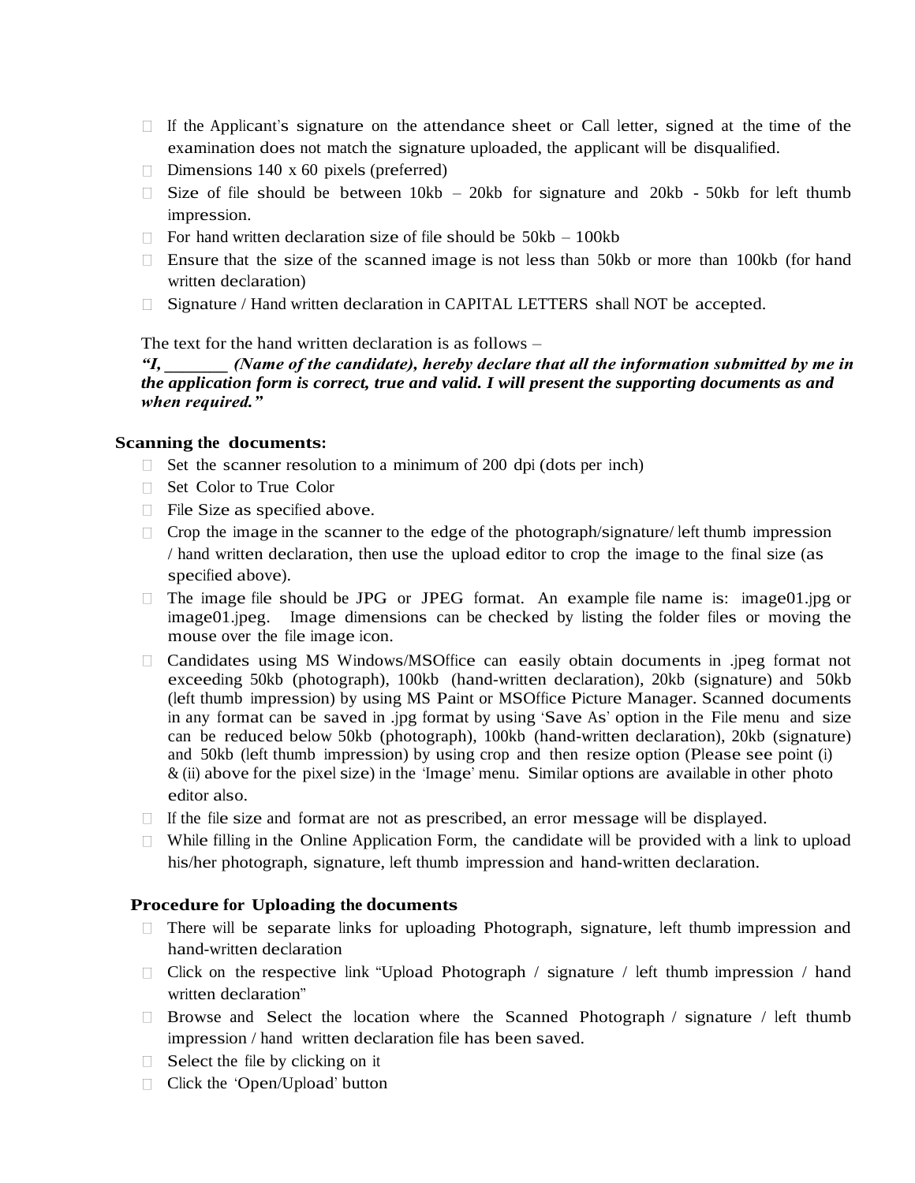- If the Applicant's signature on the attendance sheet or Call letter, signed at the time of the examination does not match the signature uploaded, the applicant will be disqualified.
- Dimensions 140 x 60 pixels (preferred)
- Size of file should be between 10kb – 20kb for signature and 20kb - 50kb for left thumb impression.
- For hand written declaration size of file should be 50kb – 100kb
- Ensure that the size of the scanned image is not less than 50kb or more than 100kb (for hand written declaration)
- Signature / Hand written declaration in CAPITAL LETTERS shall NOT be accepted.

The text for the hand written declaration is as follows –

***"I, _______ (Name of the candidate), hereby declare that all the information submitted by me in the application form is correct, true and valid. I will present the supporting documents as and when required."***

**Scanning the documents:**

- Set the scanner resolution to a minimum of 200 dpi (dots per inch)
- Set Color to True Color
- File Size as specified above.
- Crop the image in the scanner to the edge of the photograph/signature/ left thumb impression / hand written declaration, then use the upload editor to crop the image to the final size (as specified above).
- The image file should be JPG or JPEG format. An example file name is: image01.jpg or image01.jpeg. Image dimensions can be checked by listing the folder files or moving the mouse over the file image icon.
- Candidates using MS Windows/MSOffice can easily obtain documents in .jpeg format not exceeding 50kb (photograph), 100kb (hand-written declaration), 20kb (signature) and 50kb (left thumb impression) by using MS Paint or MSOffice Picture Manager. Scanned documents in any format can be saved in .jpg format by using 'Save As' option in the File menu and size can be reduced below 50kb (photograph), 100kb (hand-written declaration), 20kb (signature) and 50kb (left thumb impression) by using crop and then resize option (Please see point (i) & (ii) above for the pixel size) in the 'Image' menu. Similar options are available in other photo editor also.
- If the file size and format are not as prescribed, an error message will be displayed.
- While filling in the Online Application Form, the candidate will be provided with a link to upload his/her photograph, signature, left thumb impression and hand-written declaration.

**Procedure for Uploading the documents**

- There will be separate links for uploading Photograph, signature, left thumb impression and hand-written declaration
- Click on the respective link "Upload Photograph / signature / left thumb impression / hand written declaration"
- Browse and Select the location where the Scanned Photograph / signature / left thumb impression / hand written declaration file has been saved.
- Select the file by clicking on it
- Click the 'Open/Upload' button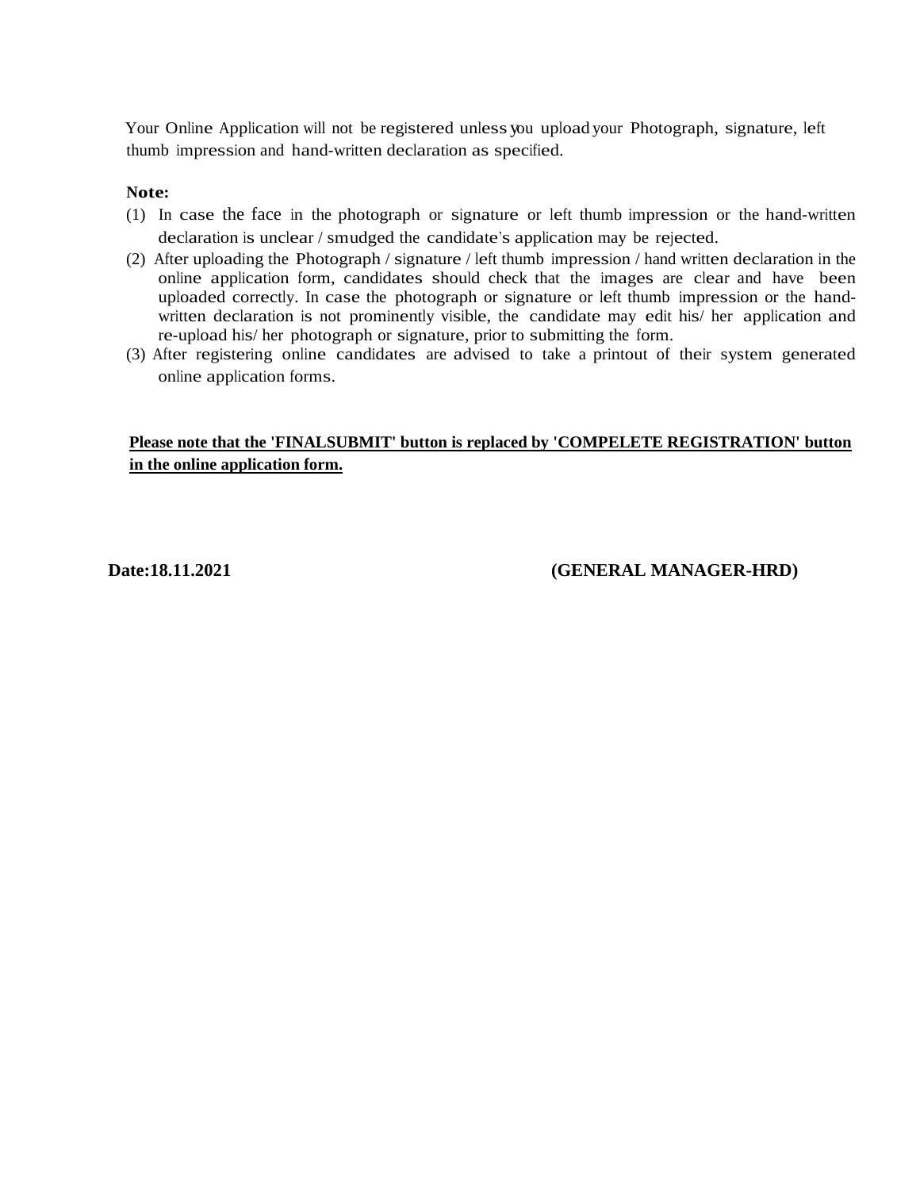Your Online Application will not be registered unless you upload your Photograph, signature, left thumb impression and hand-written declaration as specified.

**Note:**

(1) In case the face in the photograph or signature or left thumb impression or the hand-written declaration is unclear / smudged the candidate's application may be rejected.

(2) After uploading the Photograph / signature / left thumb impression / hand written declaration in the online application form, candidates should check that the images are clear and have been uploaded correctly. In case the photograph or signature or left thumb impression or the hand-written declaration is not prominently visible, the candidate may edit his/ her application and re-upload his/ her photograph or signature, prior to submitting the form.

(3) After registering online candidates are advised to take a printout of their system generated online application forms.

**<u>Please note that the 'FINALSUBMIT' button is replaced by 'COMPELETE REGISTRATION' button in the online application form.</u>**

**Date:18.11.2021** **(GENERAL MANAGER-HRD)**